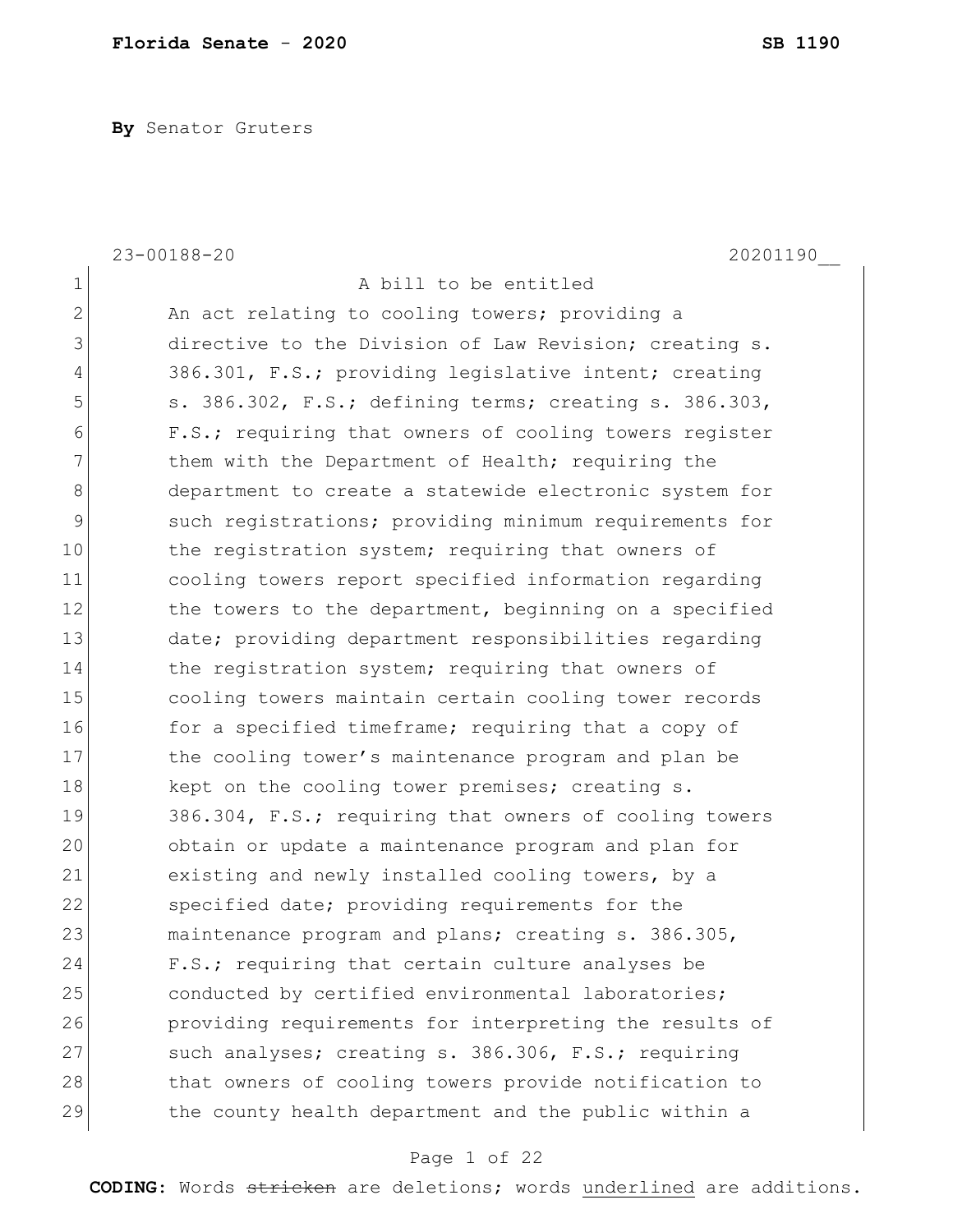**By** Senator Gruters

23-00188-20 20201190__

A bill to be entitled

An act relating to cooling towers; providing a directive to the Division of Law Revision; creating s. 386.301, F.S.; providing legislative intent; creating s. 386.302, F.S.; defining terms; creating s. 386.303, F.S.; requiring that owners of cooling towers register them with the Department of Health; requiring the department to create a statewide electronic system for such registrations; providing minimum requirements for the registration system; requiring that owners of cooling towers report specified information regarding the towers to the department, beginning on a specified date; providing department responsibilities regarding the registration system; requiring that owners of cooling towers maintain certain cooling tower records for a specified timeframe; requiring that a copy of the cooling tower's maintenance program and plan be kept on the cooling tower premises; creating s. 386.304, F.S.; requiring that owners of cooling towers obtain or update a maintenance program and plan for existing and newly installed cooling towers, by a specified date; providing requirements for the maintenance program and plans; creating s. 386.305, F.S.; requiring that certain culture analyses be conducted by certified environmental laboratories; providing requirements for interpreting the results of such analyses; creating s. 386.306, F.S.; requiring that owners of cooling towers provide notification to the county health department and the public within a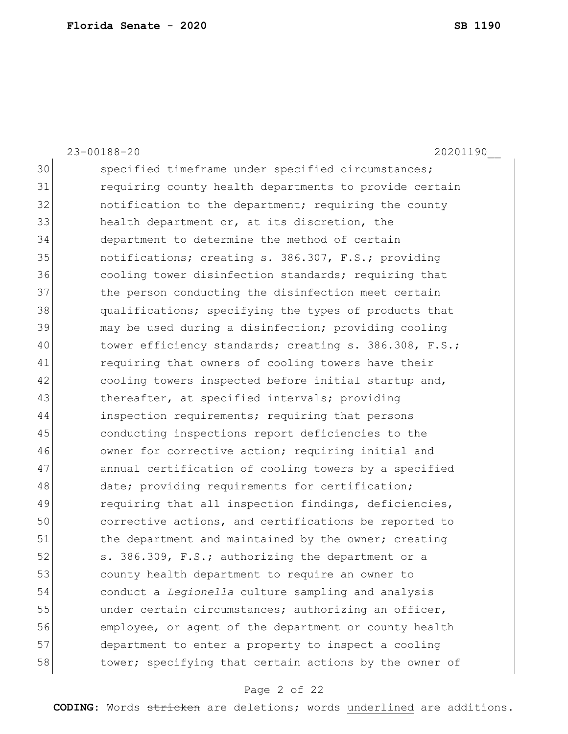specified timeframe under specified circumstances; requiring county health departments to provide certain notification to the department; requiring the county health department or, at its discretion, the department to determine the method of certain notifications; creating s. 386.307, F.S.; providing cooling tower disinfection standards; requiring that the person conducting the disinfection meet certain qualifications; specifying the types of products that may be used during a disinfection; providing cooling tower efficiency standards; creating s. 386.308, F.S.; requiring that owners of cooling towers have their cooling towers inspected before initial startup and, thereafter, at specified intervals; providing inspection requirements; requiring that persons conducting inspections report deficiencies to the owner for corrective action; requiring initial and annual certification of cooling towers by a specified date; providing requirements for certification; requiring that all inspection findings, deficiencies, corrective actions, and certifications be reported to the department and maintained by the owner; creating s. 386.309, F.S.; authorizing the department or a county health department to require an owner to conduct a *Legionella* culture sampling and analysis under certain circumstances; authorizing an officer, employee, or agent of the department or county health department to enter a property to inspect a cooling tower; specifying that certain actions by the owner of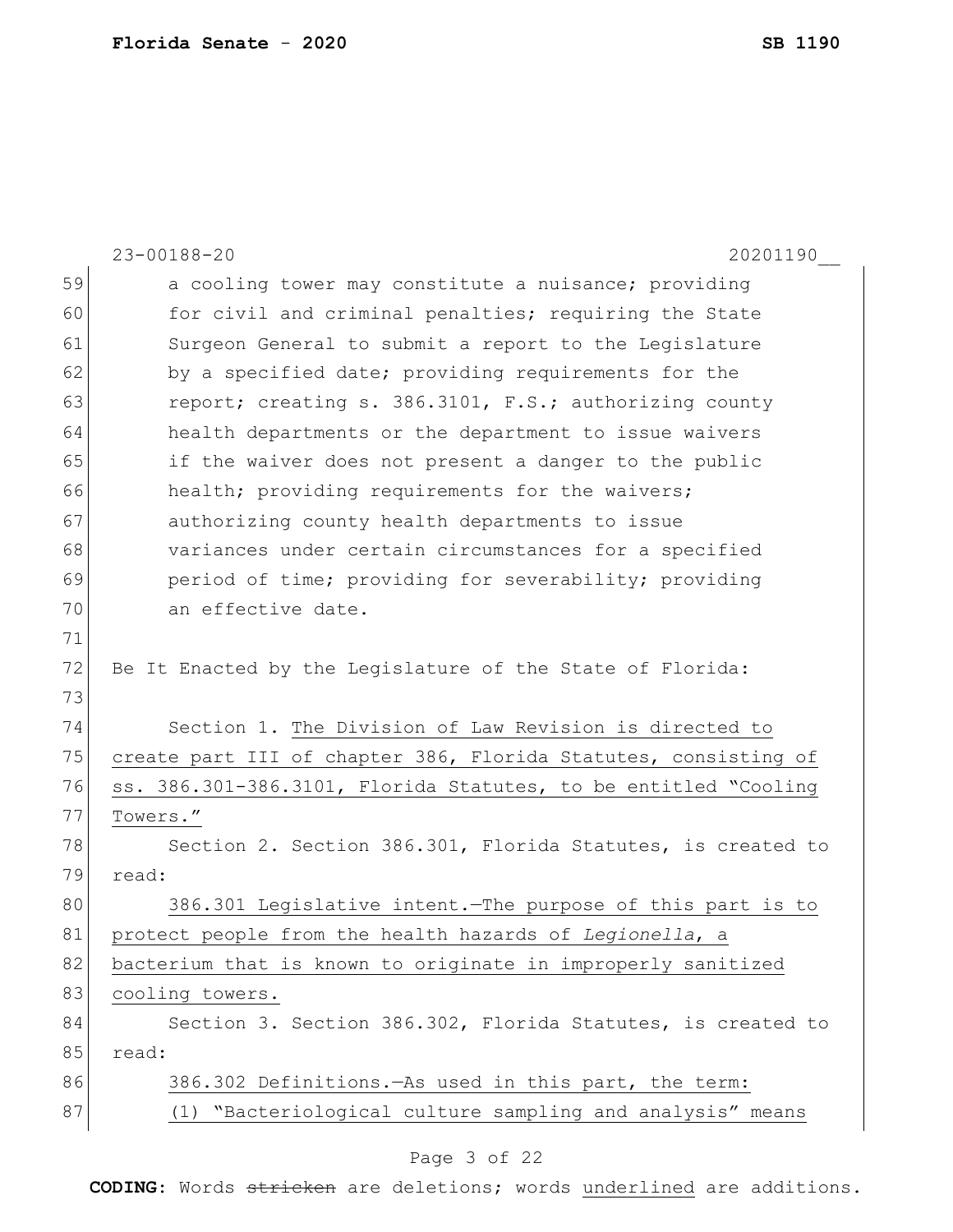a cooling tower may constitute a nuisance; providing for civil and criminal penalties; requiring the State Surgeon General to submit a report to the Legislature by a specified date; providing requirements for the report; creating s. 386.3101, F.S.; authorizing county health departments or the department to issue waivers if the waiver does not present a danger to the public health; providing requirements for the waivers; authorizing county health departments to issue variances under certain circumstances for a specified period of time; providing for severability; providing an effective date.

Be It Enacted by the Legislature of the State of Florida:

Section 1. The Division of Law Revision is directed to create part III of chapter 386, Florida Statutes, consisting of ss. 386.301-386.3101, Florida Statutes, to be entitled "Cooling Towers."

Section 2. Section 386.301, Florida Statutes, is created to read:

386.301 Legislative intent.—The purpose of this part is to protect people from the health hazards of *Legionella*, a bacterium that is known to originate in improperly sanitized cooling towers.

Section 3. Section 386.302, Florida Statutes, is created to read:

386.302 Definitions.—As used in this part, the term:

(1) "Bacteriological culture sampling and analysis" means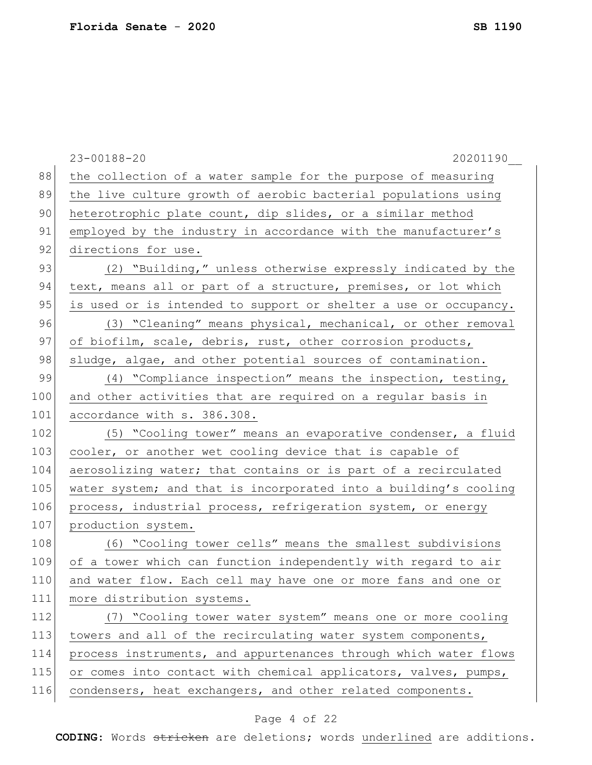the collection of a water sample for the purpose of measuring the live culture growth of aerobic bacterial populations using heterotrophic plate count, dip slides, or a similar method employed by the industry in accordance with the manufacturer's directions for use.

(2) "Building," unless otherwise expressly indicated by the text, means all or part of a structure, premises, or lot which is used or is intended to support or shelter a use or occupancy.

(3) "Cleaning" means physical, mechanical, or other removal of biofilm, scale, debris, rust, other corrosion products, sludge, algae, and other potential sources of contamination.

(4) "Compliance inspection" means the inspection, testing, and other activities that are required on a regular basis in accordance with s. 386.308.

(5) "Cooling tower" means an evaporative condenser, a fluid cooler, or another wet cooling device that is capable of aerosolizing water; that contains or is part of a recirculated water system; and that is incorporated into a building's cooling process, industrial process, refrigeration system, or energy production system.

(6) "Cooling tower cells" means the smallest subdivisions of a tower which can function independently with regard to air and water flow. Each cell may have one or more fans and one or more distribution systems.

(7) "Cooling tower water system" means one or more cooling towers and all of the recirculating water system components, process instruments, and appurtenances through which water flows or comes into contact with chemical applicators, valves, pumps, condensers, heat exchangers, and other related components.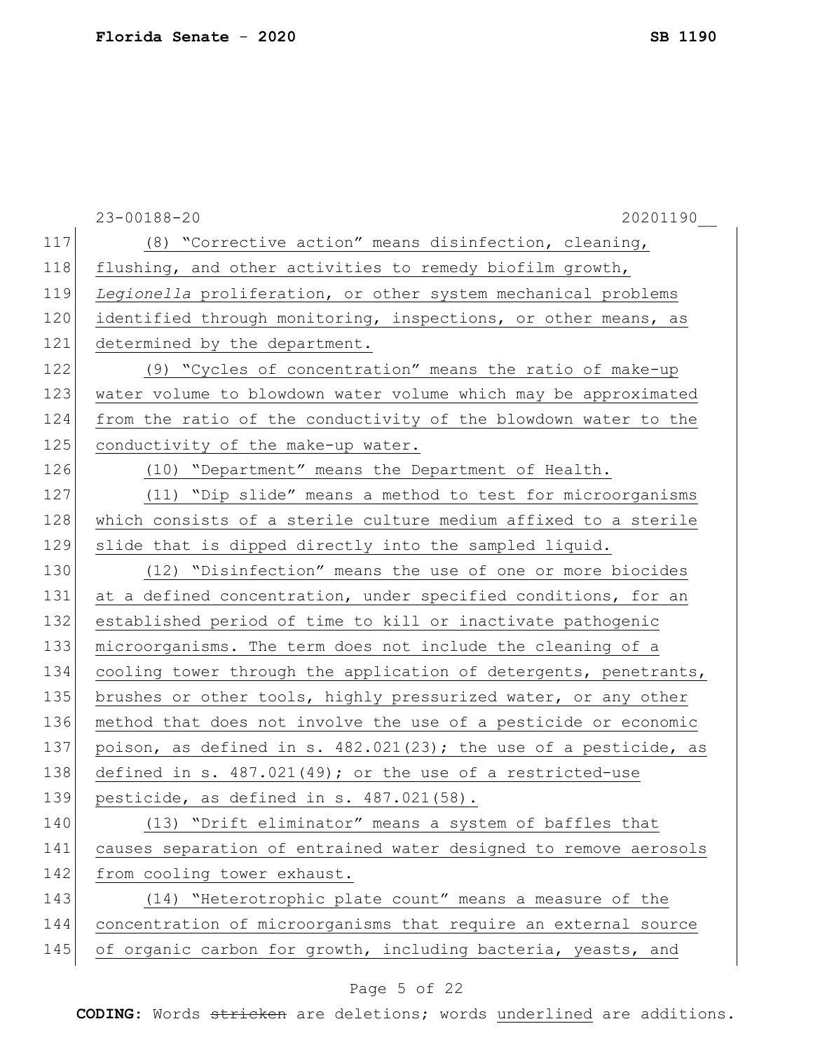(8) "Corrective action" means disinfection, cleaning, flushing, and other activities to remedy biofilm growth, *Legionella* proliferation, or other system mechanical problems identified through monitoring, inspections, or other means, as determined by the department.

(9) "Cycles of concentration" means the ratio of make-up water volume to blowdown water volume which may be approximated from the ratio of the conductivity of the blowdown water to the conductivity of the make-up water.

(10) "Department" means the Department of Health.

(11) "Dip slide" means a method to test for microorganisms which consists of a sterile culture medium affixed to a sterile slide that is dipped directly into the sampled liquid.

(12) "Disinfection" means the use of one or more biocides at a defined concentration, under specified conditions, for an established period of time to kill or inactivate pathogenic microorganisms. The term does not include the cleaning of a cooling tower through the application of detergents, penetrants, brushes or other tools, highly pressurized water, or any other method that does not involve the use of a pesticide or economic poison, as defined in s. 482.021(23); the use of a pesticide, as defined in s. 487.021(49); or the use of a restricted-use pesticide, as defined in s. 487.021(58).

(13) "Drift eliminator" means a system of baffles that causes separation of entrained water designed to remove aerosols from cooling tower exhaust.

(14) "Heterotrophic plate count" means a measure of the concentration of microorganisms that require an external source of organic carbon for growth, including bacteria, yeasts, and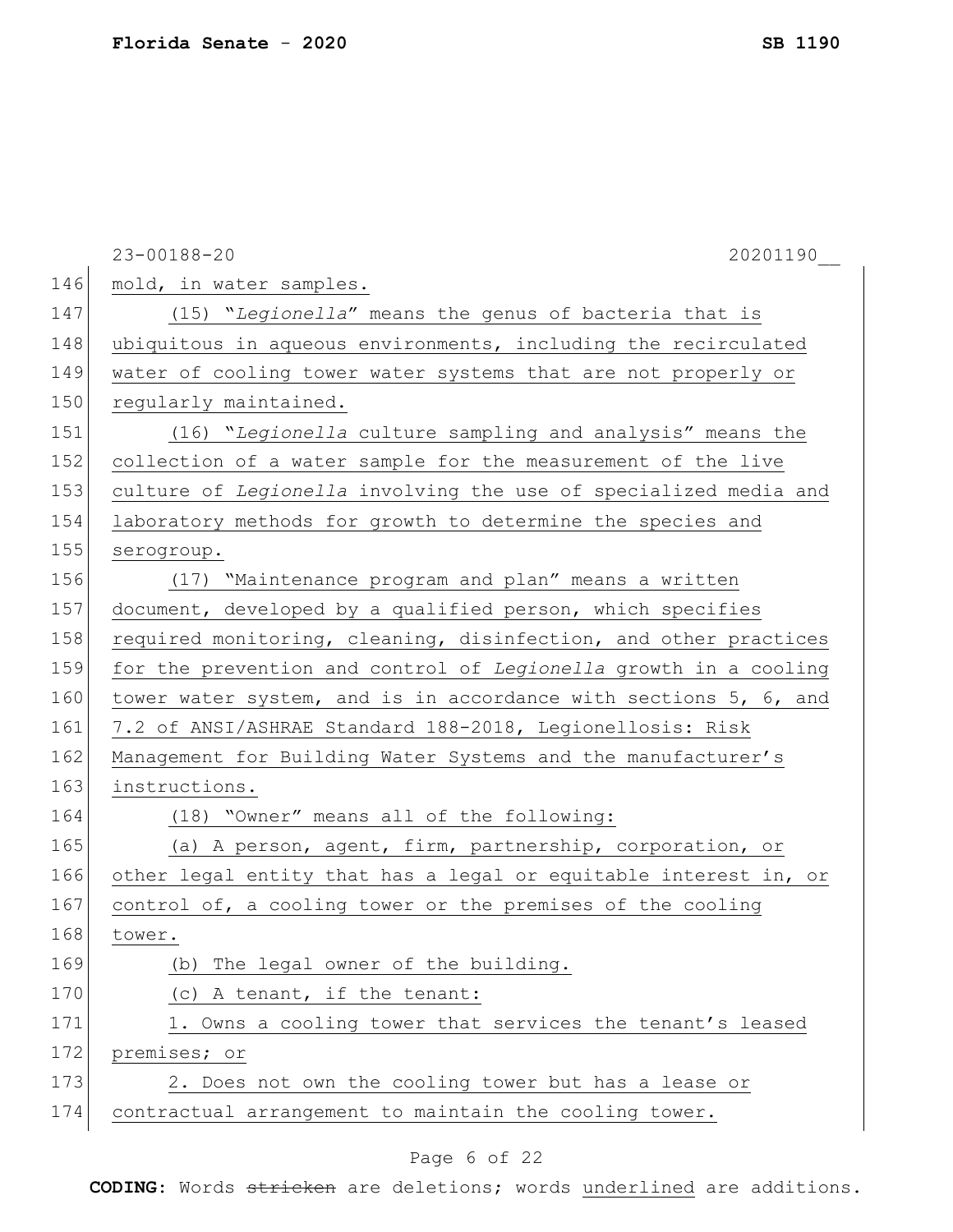mold, in water samples.

(15) "*Legionella*" means the genus of bacteria that is ubiquitous in aqueous environments, including the recirculated water of cooling tower water systems that are not properly or regularly maintained.

(16) "*Legionella* culture sampling and analysis" means the collection of a water sample for the measurement of the live culture of *Legionella* involving the use of specialized media and laboratory methods for growth to determine the species and serogroup.

(17) "Maintenance program and plan" means a written document, developed by a qualified person, which specifies required monitoring, cleaning, disinfection, and other practices for the prevention and control of *Legionella* growth in a cooling tower water system, and is in accordance with sections 5, 6, and 7.2 of ANSI/ASHRAE Standard 188-2018, Legionellosis: Risk Management for Building Water Systems and the manufacturer's instructions.

(18) "Owner" means all of the following:

(a) A person, agent, firm, partnership, corporation, or other legal entity that has a legal or equitable interest in, or control of, a cooling tower or the premises of the cooling tower.

(b) The legal owner of the building.

(c) A tenant, if the tenant:

1. Owns a cooling tower that services the tenant's leased premises; or

2. Does not own the cooling tower but has a lease or contractual arrangement to maintain the cooling tower.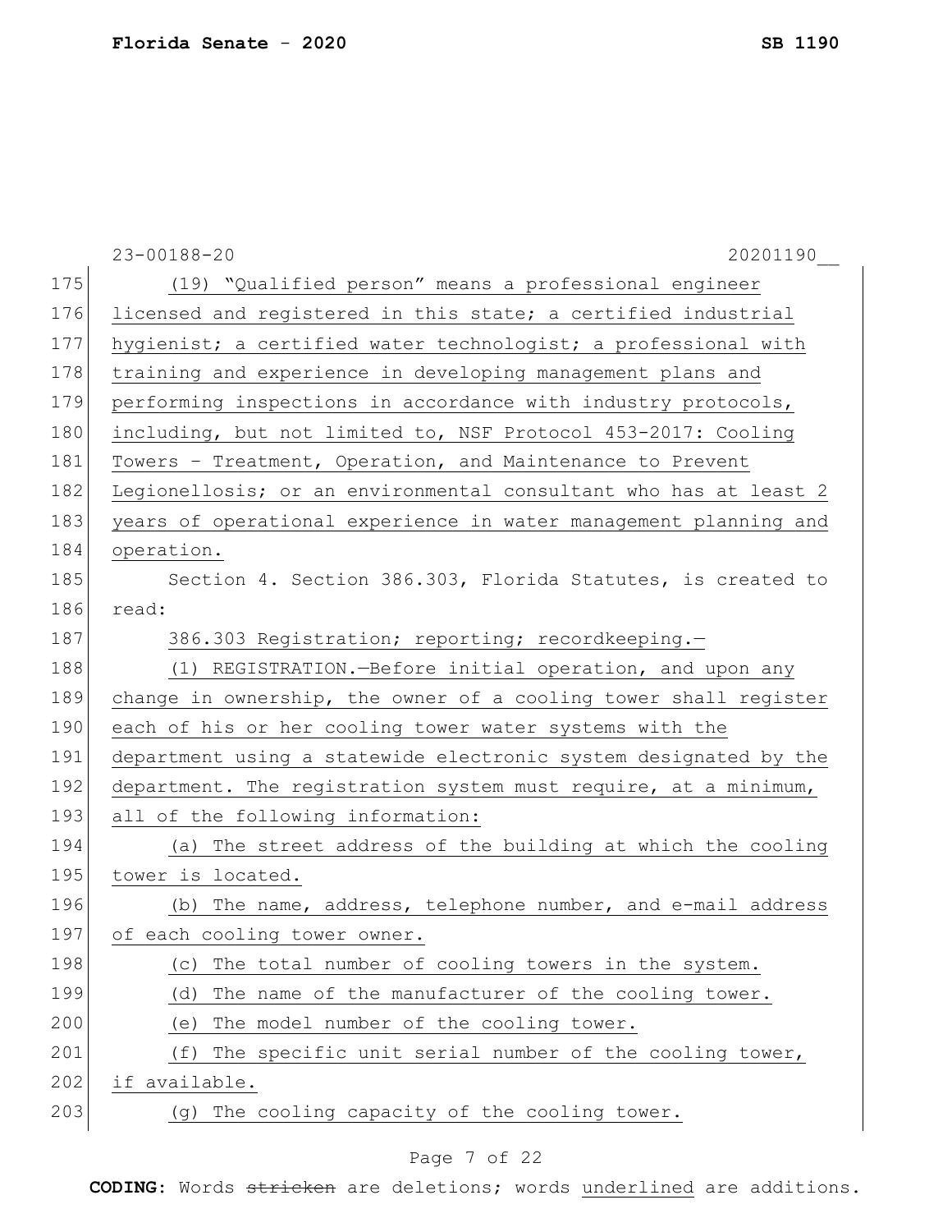23-00188-20 20201190__

(19) “Qualified person” means a professional engineer licensed and registered in this state; a certified industrial hygienist; a certified water technologist; a professional with training and experience in developing management plans and performing inspections in accordance with industry protocols, including, but not limited to, NSF Protocol 453-2017: Cooling Towers – Treatment, Operation, and Maintenance to Prevent Legionellosis; or an environmental consultant who has at least 2 years of operational experience in water management planning and operation.

Section 4. Section 386.303, Florida Statutes, is created to read:

386.303 Registration; reporting; recordkeeping.—

(1) REGISTRATION.—Before initial operation, and upon any change in ownership, the owner of a cooling tower shall register each of his or her cooling tower water systems with the department using a statewide electronic system designated by the department. The registration system must require, at a minimum, all of the following information:

(a) The street address of the building at which the cooling tower is located.

(b) The name, address, telephone number, and e-mail address of each cooling tower owner.

(c) The total number of cooling towers in the system.

(d) The name of the manufacturer of the cooling tower.

(e) The model number of the cooling tower.

(f) The specific unit serial number of the cooling tower, if available.

(g) The cooling capacity of the cooling tower.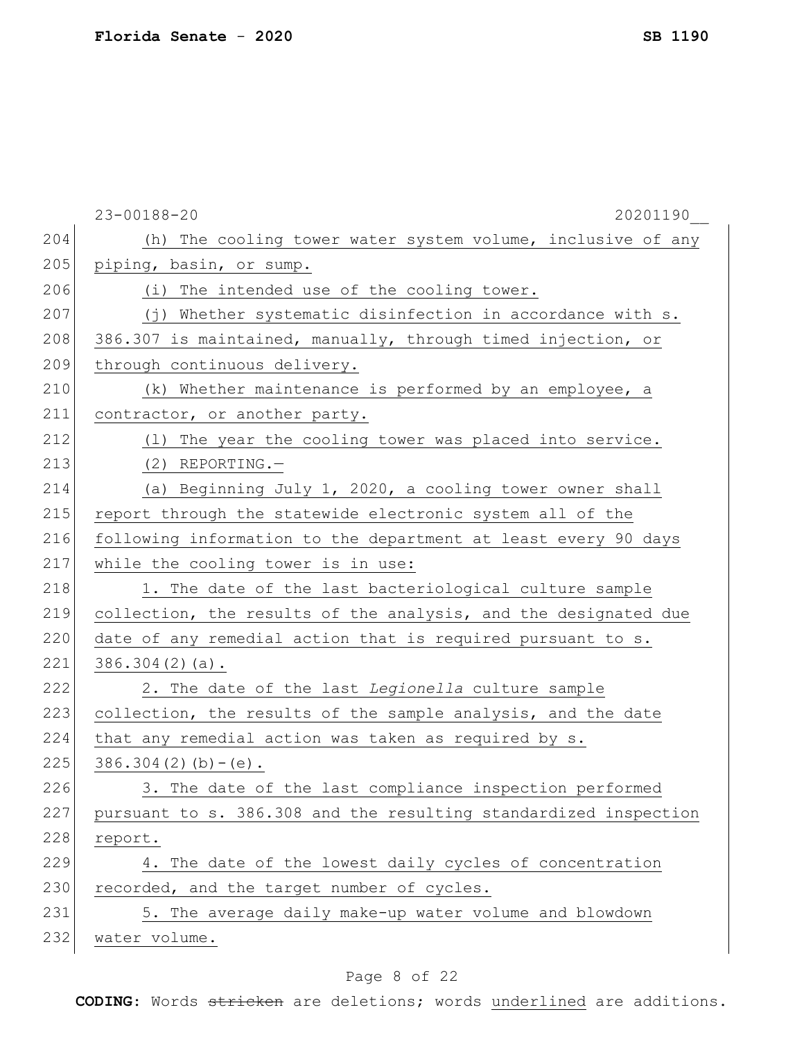(h) The cooling tower water system volume, inclusive of any piping, basin, or sump.

(i) The intended use of the cooling tower.

(j) Whether systematic disinfection in accordance with s. 386.307 is maintained, manually, through timed injection, or through continuous delivery.

(k) Whether maintenance is performed by an employee, a contractor, or another party.

(l) The year the cooling tower was placed into service.

(2) REPORTING.—

(a) Beginning July 1, 2020, a cooling tower owner shall report through the statewide electronic system all of the following information to the department at least every 90 days while the cooling tower is in use:

1. The date of the last bacteriological culture sample collection, the results of the analysis, and the designated due date of any remedial action that is required pursuant to s. 386.304(2)(a).

2. The date of the last *Legionella* culture sample collection, the results of the sample analysis, and the date that any remedial action was taken as required by s. 386.304(2)(b)-(e).

3. The date of the last compliance inspection performed pursuant to s. 386.308 and the resulting standardized inspection report.

4. The date of the lowest daily cycles of concentration recorded, and the target number of cycles.

5. The average daily make-up water volume and blowdown water volume.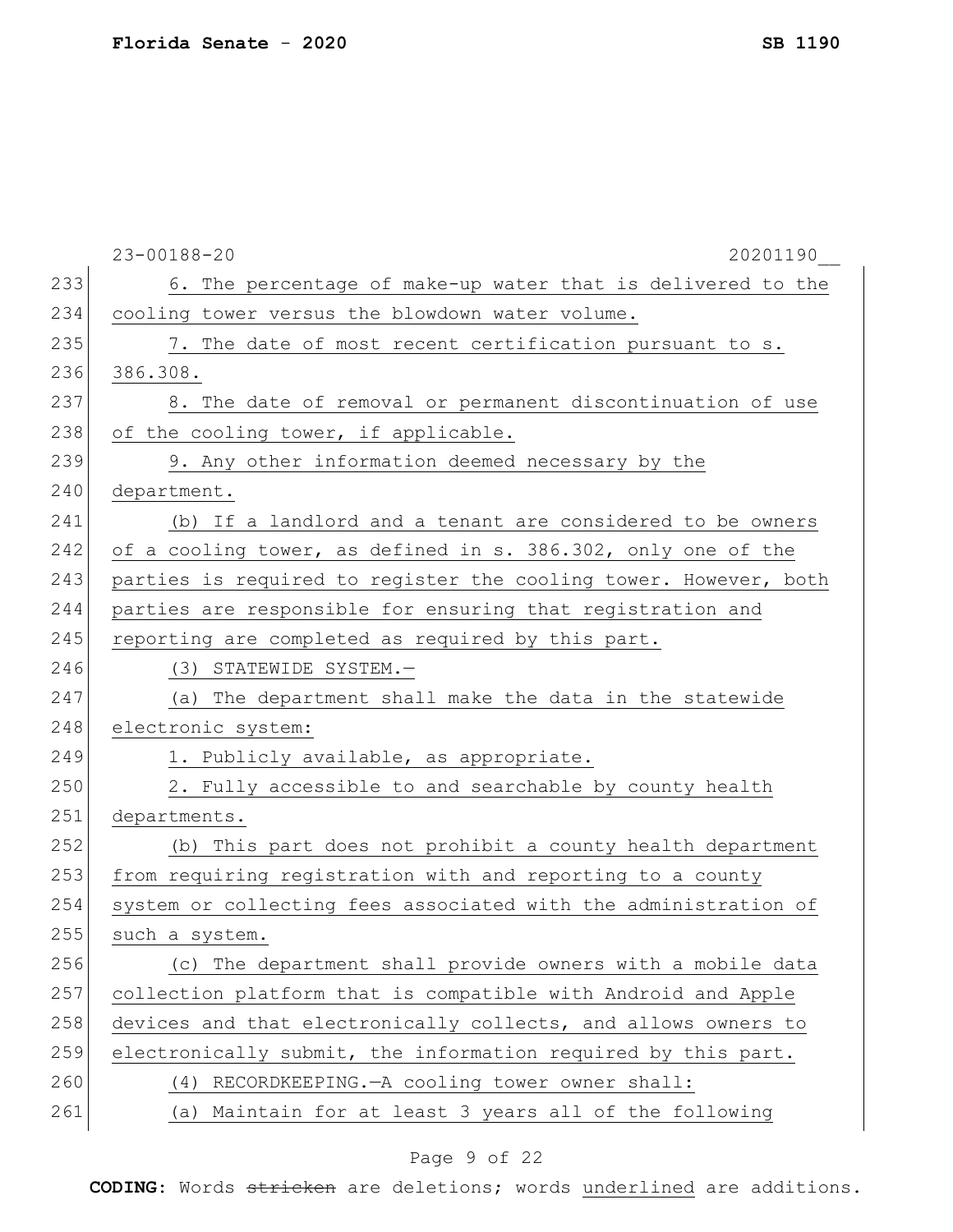6. The percentage of make-up water that is delivered to the cooling tower versus the blowdown water volume.

7. The date of most recent certification pursuant to s. 386.308.

8. The date of removal or permanent discontinuation of use of the cooling tower, if applicable.

9. Any other information deemed necessary by the department.

(b) If a landlord and a tenant are considered to be owners of a cooling tower, as defined in s. 386.302, only one of the parties is required to register the cooling tower. However, both parties are responsible for ensuring that registration and reporting are completed as required by this part.

(3) STATEWIDE SYSTEM.—

(a) The department shall make the data in the statewide electronic system:

1. Publicly available, as appropriate.

2. Fully accessible to and searchable by county health departments.

(b) This part does not prohibit a county health department from requiring registration with and reporting to a county system or collecting fees associated with the administration of such a system.

(c) The department shall provide owners with a mobile data collection platform that is compatible with Android and Apple devices and that electronically collects, and allows owners to electronically submit, the information required by this part.

(4) RECORDKEEPING.—A cooling tower owner shall:

(a) Maintain for at least 3 years all of the following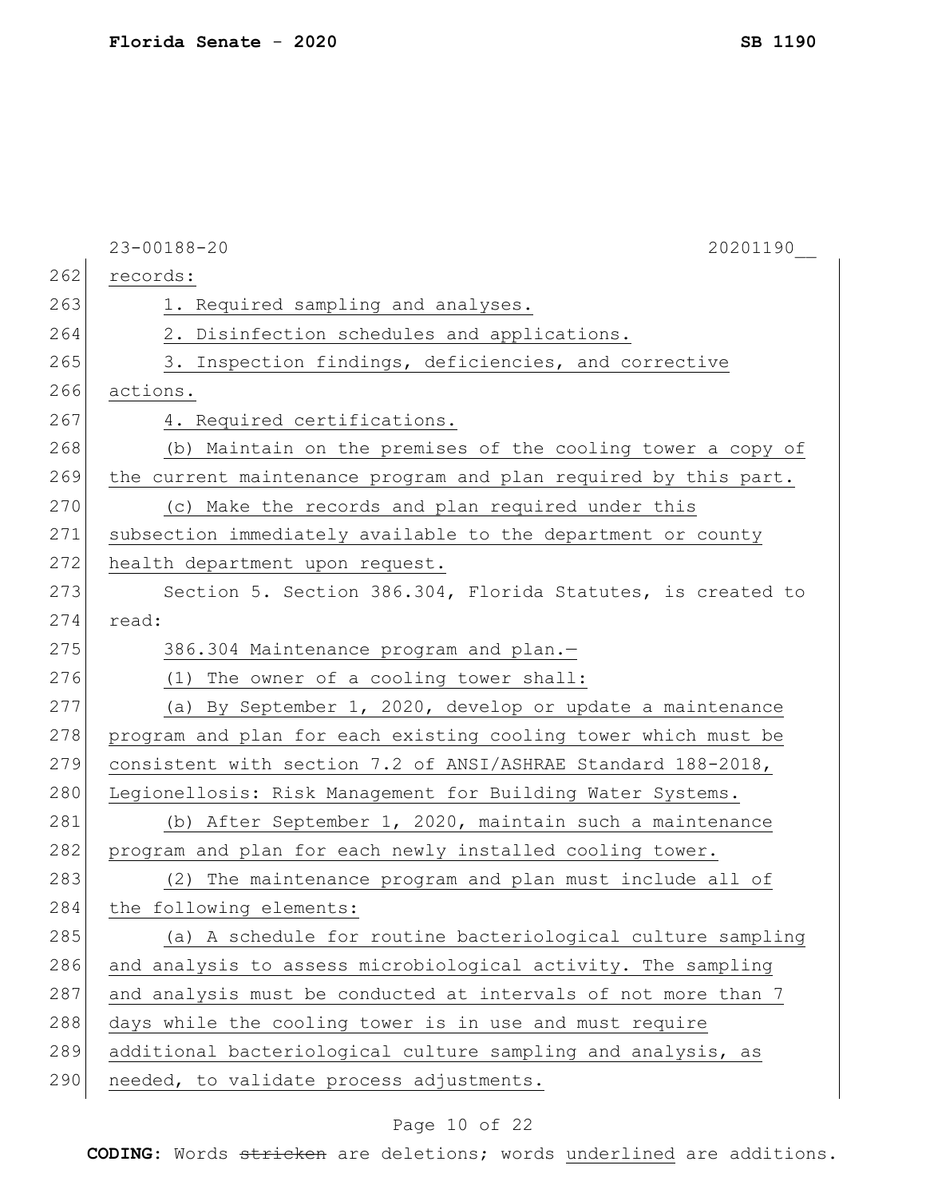records:

1. Required sampling and analyses.

2. Disinfection schedules and applications.

3. Inspection findings, deficiencies, and corrective actions.

4. Required certifications.

(b) Maintain on the premises of the cooling tower a copy of the current maintenance program and plan required by this part.

(c) Make the records and plan required under this subsection immediately available to the department or county health department upon request.

Section 5. Section 386.304, Florida Statutes, is created to read:

386.304 Maintenance program and plan.—

(1) The owner of a cooling tower shall:

(a) By September 1, 2020, develop or update a maintenance program and plan for each existing cooling tower which must be consistent with section 7.2 of ANSI/ASHRAE Standard 188-2018, Legionellosis: Risk Management for Building Water Systems.

(b) After September 1, 2020, maintain such a maintenance program and plan for each newly installed cooling tower.

(2) The maintenance program and plan must include all of the following elements:

(a) A schedule for routine bacteriological culture sampling and analysis to assess microbiological activity. The sampling and analysis must be conducted at intervals of not more than 7 days while the cooling tower is in use and must require additional bacteriological culture sampling and analysis, as needed, to validate process adjustments.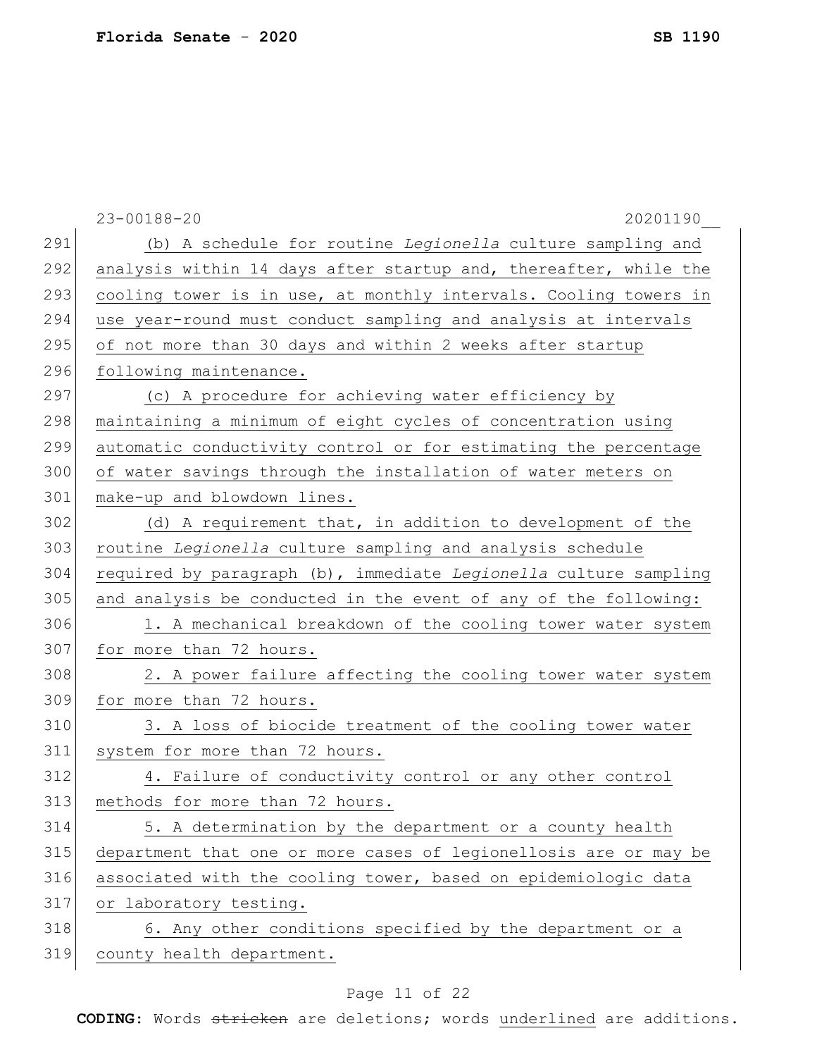(b) A schedule for routine *Legionella* culture sampling and analysis within 14 days after startup and, thereafter, while the cooling tower is in use, at monthly intervals. Cooling towers in use year-round must conduct sampling and analysis at intervals of not more than 30 days and within 2 weeks after startup following maintenance.

(c) A procedure for achieving water efficiency by maintaining a minimum of eight cycles of concentration using automatic conductivity control or for estimating the percentage of water savings through the installation of water meters on make-up and blowdown lines.

(d) A requirement that, in addition to development of the routine *Legionella* culture sampling and analysis schedule required by paragraph (b), immediate *Legionella* culture sampling and analysis be conducted in the event of any of the following:

1. A mechanical breakdown of the cooling tower water system for more than 72 hours.

2. A power failure affecting the cooling tower water system for more than 72 hours.

3. A loss of biocide treatment of the cooling tower water system for more than 72 hours.

4. Failure of conductivity control or any other control methods for more than 72 hours.

5. A determination by the department or a county health department that one or more cases of legionellosis are or may be associated with the cooling tower, based on epidemiologic data or laboratory testing.

6. Any other conditions specified by the department or a county health department.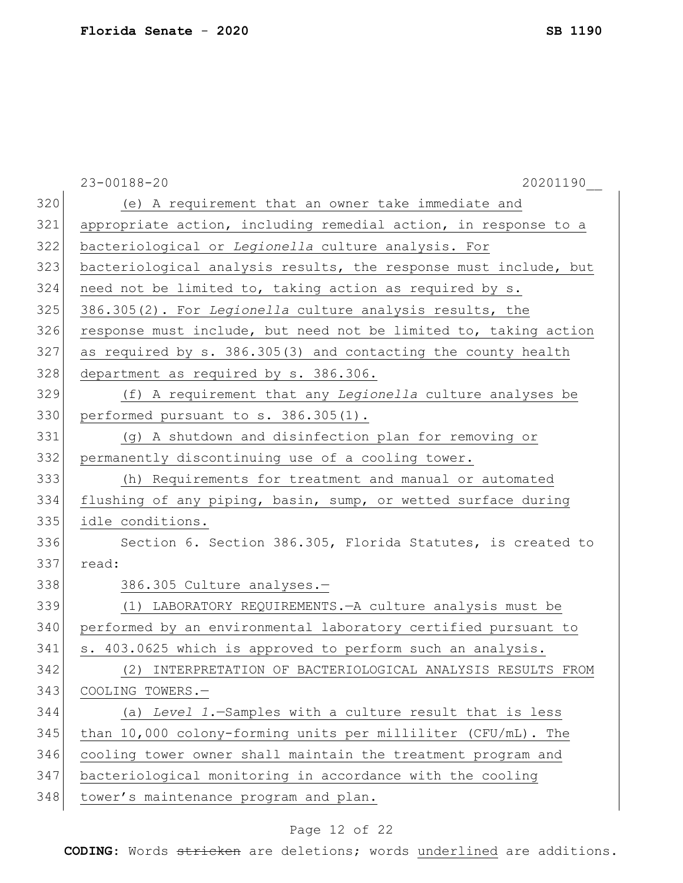(e) A requirement that an owner take immediate and appropriate action, including remedial action, in response to a bacteriological or *Legionella* culture analysis. For bacteriological analysis results, the response must include, but need not be limited to, taking action as required by s. 386.305(2). For *Legionella* culture analysis results, the response must include, but need not be limited to, taking action as required by s. 386.305(3) and contacting the county health department as required by s. 386.306.

(f) A requirement that any *Legionella* culture analyses be performed pursuant to s. 386.305(1).

(g) A shutdown and disinfection plan for removing or permanently discontinuing use of a cooling tower.

(h) Requirements for treatment and manual or automated flushing of any piping, basin, sump, or wetted surface during idle conditions.

Section 6. Section 386.305, Florida Statutes, is created to read:

386.305 Culture analyses.—

(1) LABORATORY REQUIREMENTS.—A culture analysis must be performed by an environmental laboratory certified pursuant to s. 403.0625 which is approved to perform such an analysis.

(2) INTERPRETATION OF BACTERIOLOGICAL ANALYSIS RESULTS FROM COOLING TOWERS.—

(a) *Level 1.*—Samples with a culture result that is less than 10,000 colony-forming units per milliliter (CFU/mL). The cooling tower owner shall maintain the treatment program and bacteriological monitoring in accordance with the cooling tower's maintenance program and plan.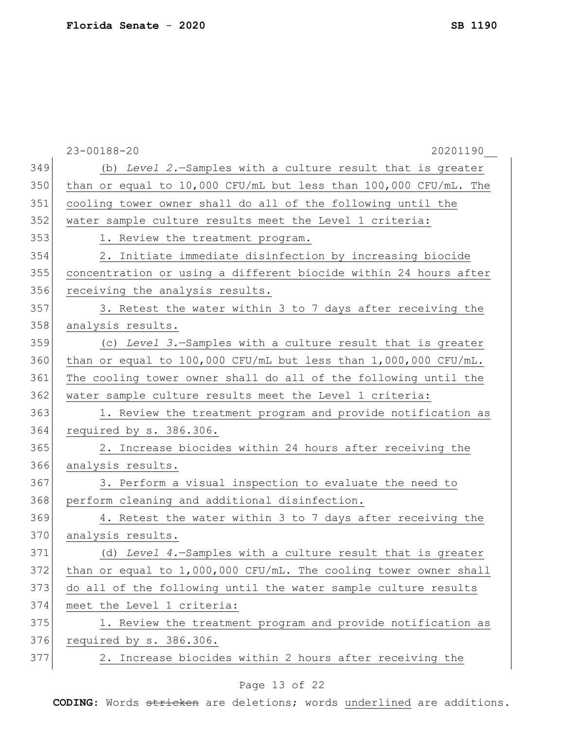(b) *Level 2.*—Samples with a culture result that is greater than or equal to 10,000 CFU/mL but less than 100,000 CFU/mL. The cooling tower owner shall do all of the following until the water sample culture results meet the Level 1 criteria:

1. Review the treatment program.

2. Initiate immediate disinfection by increasing biocide concentration or using a different biocide within 24 hours after receiving the analysis results.

3. Retest the water within 3 to 7 days after receiving the analysis results.

(c) *Level 3.*—Samples with a culture result that is greater than or equal to 100,000 CFU/mL but less than 1,000,000 CFU/mL. The cooling tower owner shall do all of the following until the water sample culture results meet the Level 1 criteria:

1. Review the treatment program and provide notification as required by s. 386.306.

2. Increase biocides within 24 hours after receiving the analysis results.

3. Perform a visual inspection to evaluate the need to perform cleaning and additional disinfection.

4. Retest the water within 3 to 7 days after receiving the analysis results.

(d) *Level 4.*—Samples with a culture result that is greater than or equal to 1,000,000 CFU/mL. The cooling tower owner shall do all of the following until the water sample culture results meet the Level 1 criteria:

1. Review the treatment program and provide notification as required by s. 386.306.

2. Increase biocides within 2 hours after receiving the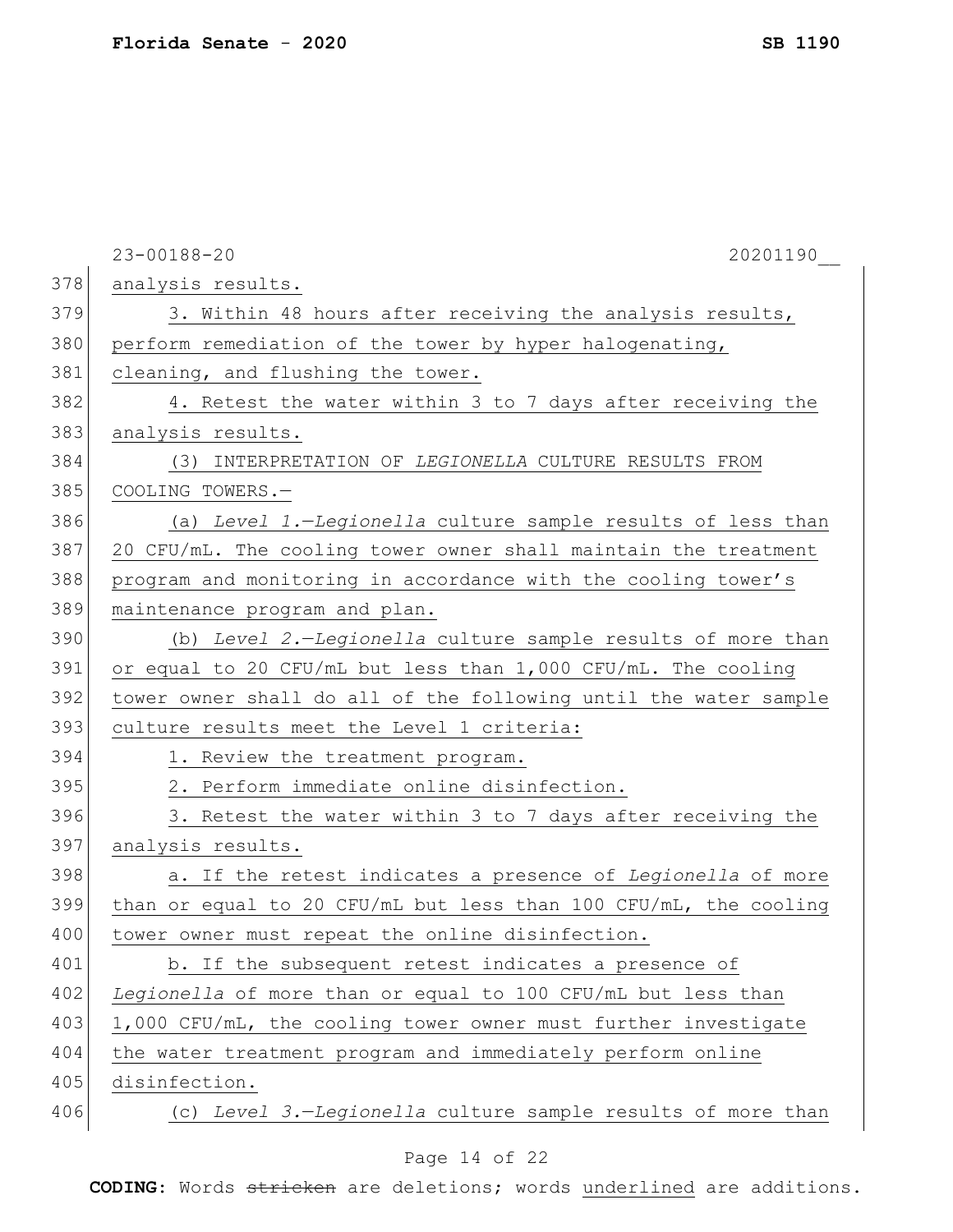analysis results.

3. Within 48 hours after receiving the analysis results, perform remediation of the tower by hyper halogenating, cleaning, and flushing the tower.

4. Retest the water within 3 to 7 days after receiving the analysis results.

(3) INTERPRETATION OF *LEGIONELLA* CULTURE RESULTS FROM COOLING TOWERS.—

(a) *Level 1.—Legionella* culture sample results of less than 20 CFU/mL. The cooling tower owner shall maintain the treatment program and monitoring in accordance with the cooling tower's maintenance program and plan.

(b) *Level 2.—Legionella* culture sample results of more than or equal to 20 CFU/mL but less than 1,000 CFU/mL. The cooling tower owner shall do all of the following until the water sample culture results meet the Level 1 criteria:

1. Review the treatment program.

2. Perform immediate online disinfection.

3. Retest the water within 3 to 7 days after receiving the analysis results.

a. If the retest indicates a presence of *Legionella* of more than or equal to 20 CFU/mL but less than 100 CFU/mL, the cooling tower owner must repeat the online disinfection.

b. If the subsequent retest indicates a presence of *Legionella* of more than or equal to 100 CFU/mL but less than 1,000 CFU/mL, the cooling tower owner must further investigate the water treatment program and immediately perform online disinfection.

(c) *Level 3.—Legionella* culture sample results of more than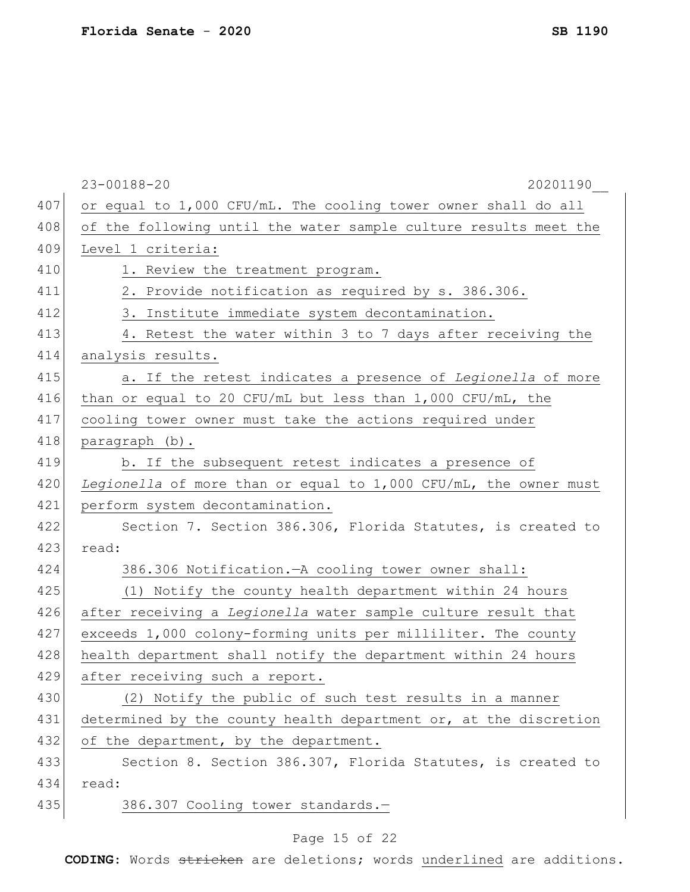or equal to 1,000 CFU/mL. The cooling tower owner shall do all of the following until the water sample culture results meet the Level 1 criteria:

1. Review the treatment program.

2. Provide notification as required by s. 386.306.

3. Institute immediate system decontamination.

4. Retest the water within 3 to 7 days after receiving the analysis results.

a. If the retest indicates a presence of *Legionella* of more than or equal to 20 CFU/mL but less than 1,000 CFU/mL, the cooling tower owner must take the actions required under paragraph (b).

b. If the subsequent retest indicates a presence of *Legionella* of more than or equal to 1,000 CFU/mL, the owner must perform system decontamination.

Section 7. Section 386.306, Florida Statutes, is created to read:

386.306 Notification.—A cooling tower owner shall:

(1) Notify the county health department within 24 hours after receiving a *Legionella* water sample culture result that exceeds 1,000 colony-forming units per milliliter. The county health department shall notify the department within 24 hours after receiving such a report.

(2) Notify the public of such test results in a manner determined by the county health department or, at the discretion of the department, by the department.

Section 8. Section 386.307, Florida Statutes, is created to read:

386.307 Cooling tower standards.—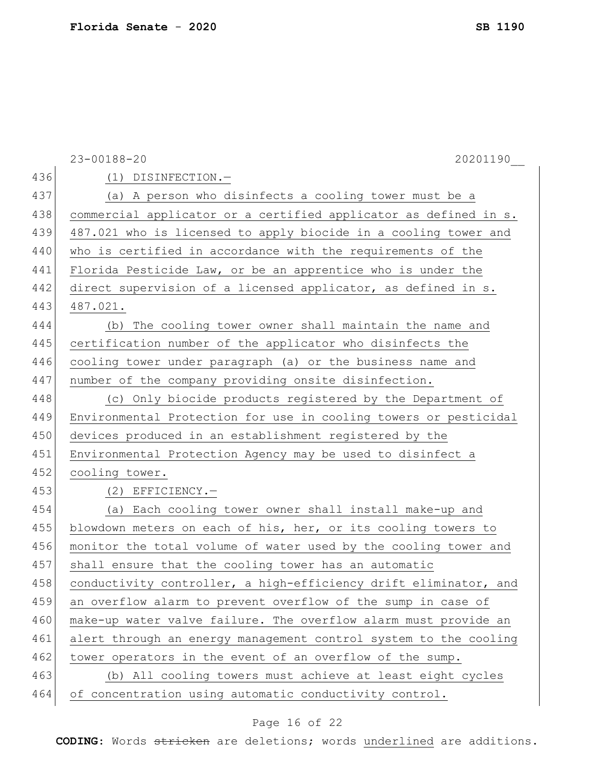(1) DISINFECTION.—

(a) A person who disinfects a cooling tower must be a commercial applicator or a certified applicator as defined in s. 487.021 who is licensed to apply biocide in a cooling tower and who is certified in accordance with the requirements of the Florida Pesticide Law, or be an apprentice who is under the direct supervision of a licensed applicator, as defined in s. 487.021.

(b) The cooling tower owner shall maintain the name and certification number of the applicator who disinfects the cooling tower under paragraph (a) or the business name and number of the company providing onsite disinfection.

(c) Only biocide products registered by the Department of Environmental Protection for use in cooling towers or pesticidal devices produced in an establishment registered by the Environmental Protection Agency may be used to disinfect a cooling tower.

(2) EFFICIENCY.—

(a) Each cooling tower owner shall install make-up and blowdown meters on each of his, her, or its cooling towers to monitor the total volume of water used by the cooling tower and shall ensure that the cooling tower has an automatic conductivity controller, a high-efficiency drift eliminator, and an overflow alarm to prevent overflow of the sump in case of make-up water valve failure. The overflow alarm must provide an alert through an energy management control system to the cooling tower operators in the event of an overflow of the sump.

(b) All cooling towers must achieve at least eight cycles of concentration using automatic conductivity control.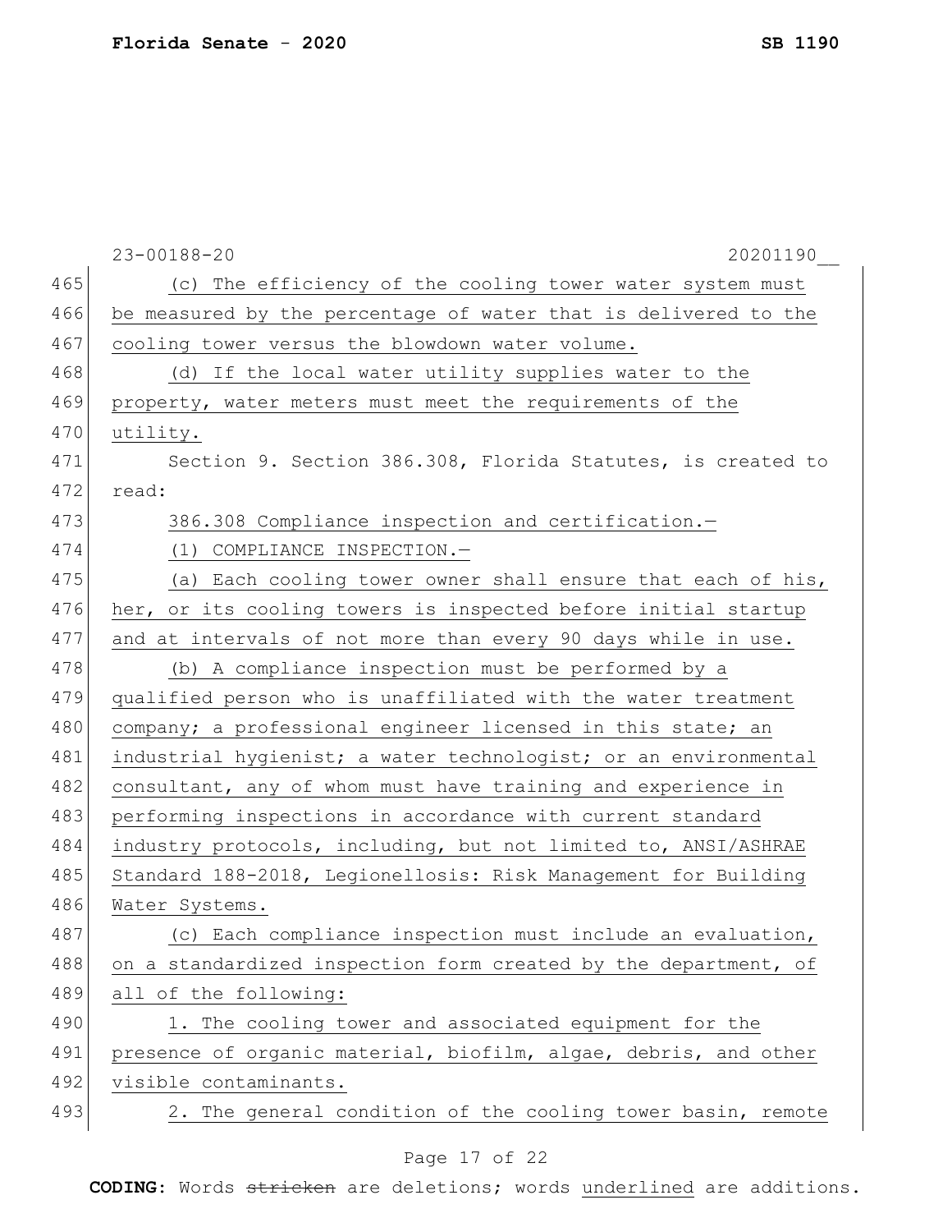(c) The efficiency of the cooling tower water system must be measured by the percentage of water that is delivered to the cooling tower versus the blowdown water volume.

(d) If the local water utility supplies water to the property, water meters must meet the requirements of the utility.

Section 9. Section 386.308, Florida Statutes, is created to read:

386.308 Compliance inspection and certification.—

(1) COMPLIANCE INSPECTION.—

(a) Each cooling tower owner shall ensure that each of his, her, or its cooling towers is inspected before initial startup and at intervals of not more than every 90 days while in use.

(b) A compliance inspection must be performed by a qualified person who is unaffiliated with the water treatment company; a professional engineer licensed in this state; an industrial hygienist; a water technologist; or an environmental consultant, any of whom must have training and experience in performing inspections in accordance with current standard industry protocols, including, but not limited to, ANSI/ASHRAE Standard 188-2018, Legionellosis: Risk Management for Building Water Systems.

(c) Each compliance inspection must include an evaluation, on a standardized inspection form created by the department, of all of the following:

1. The cooling tower and associated equipment for the presence of organic material, biofilm, algae, debris, and other visible contaminants.

2. The general condition of the cooling tower basin, remote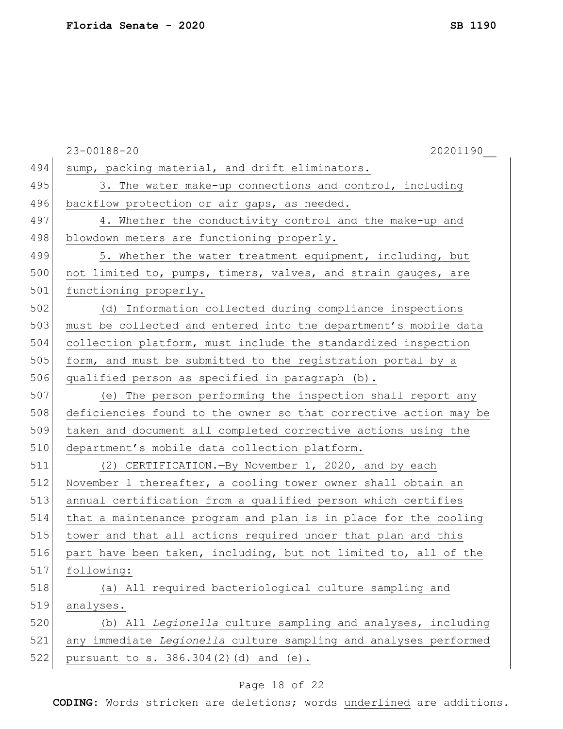sump, packing material, and drift eliminators.

3. The water make-up connections and control, including backflow protection or air gaps, as needed.

4. Whether the conductivity control and the make-up and blowdown meters are functioning properly.

5. Whether the water treatment equipment, including, but not limited to, pumps, timers, valves, and strain gauges, are functioning properly.

(d) Information collected during compliance inspections must be collected and entered into the department's mobile data collection platform, must include the standardized inspection form, and must be submitted to the registration portal by a qualified person as specified in paragraph (b).

(e) The person performing the inspection shall report any deficiencies found to the owner so that corrective action may be taken and document all completed corrective actions using the department's mobile data collection platform.

(2) CERTIFICATION.—By November 1, 2020, and by each November 1 thereafter, a cooling tower owner shall obtain an annual certification from a qualified person which certifies that a maintenance program and plan is in place for the cooling tower and that all actions required under that plan and this part have been taken, including, but not limited to, all of the following:

(a) All required bacteriological culture sampling and analyses.

(b) All *Legionella* culture sampling and analyses, including any immediate *Legionella* culture sampling and analyses performed pursuant to s. 386.304(2)(d) and (e).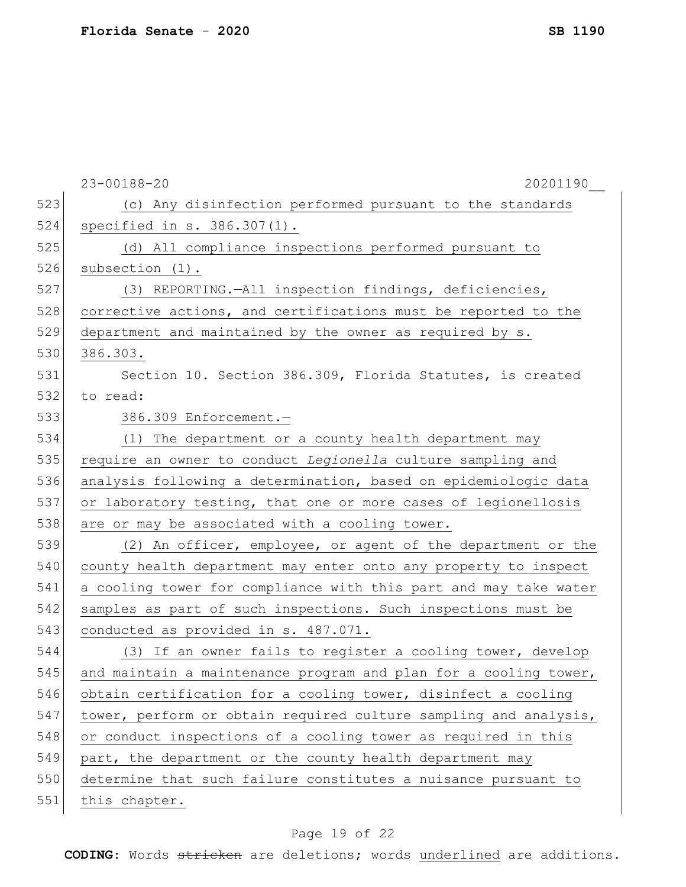(c) Any disinfection performed pursuant to the standards specified in s. 386.307(1).

(d) All compliance inspections performed pursuant to subsection (1).

(3) REPORTING.—All inspection findings, deficiencies, corrective actions, and certifications must be reported to the department and maintained by the owner as required by s. 386.303.

Section 10. Section 386.309, Florida Statutes, is created to read:

386.309 Enforcement.—

(1) The department or a county health department may require an owner to conduct *Legionella* culture sampling and analysis following a determination, based on epidemiologic data or laboratory testing, that one or more cases of legionellosis are or may be associated with a cooling tower.

(2) An officer, employee, or agent of the department or the county health department may enter onto any property to inspect a cooling tower for compliance with this part and may take water samples as part of such inspections. Such inspections must be conducted as provided in s. 487.071.

(3) If an owner fails to register a cooling tower, develop and maintain a maintenance program and plan for a cooling tower, obtain certification for a cooling tower, disinfect a cooling tower, perform or obtain required culture sampling and analysis, or conduct inspections of a cooling tower as required in this part, the department or the county health department may determine that such failure constitutes a nuisance pursuant to this chapter.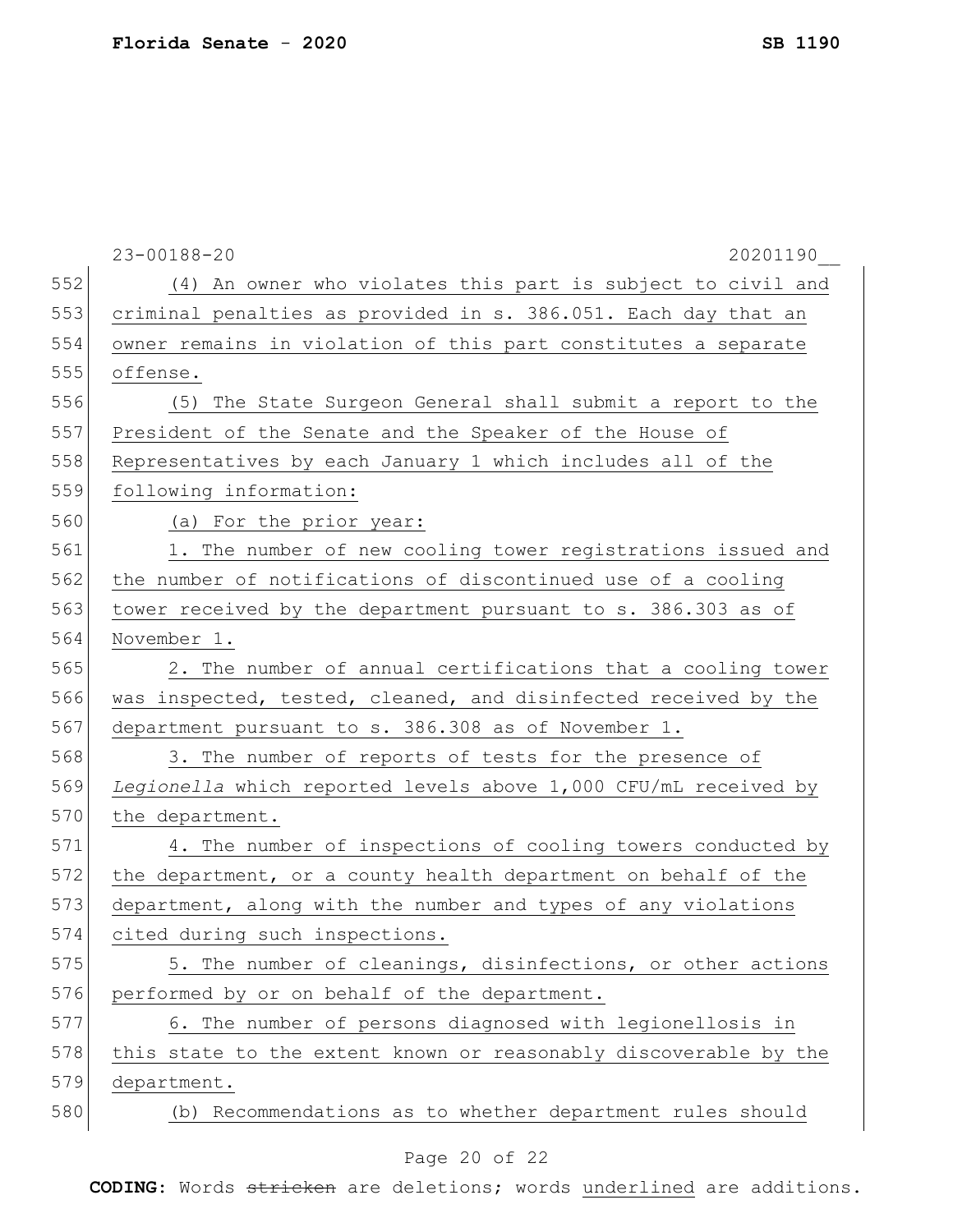(4) An owner who violates this part is subject to civil and criminal penalties as provided in s. 386.051. Each day that an owner remains in violation of this part constitutes a separate offense.

(5) The State Surgeon General shall submit a report to the President of the Senate and the Speaker of the House of Representatives by each January 1 which includes all of the following information:

(a) For the prior year:

1. The number of new cooling tower registrations issued and the number of notifications of discontinued use of a cooling tower received by the department pursuant to s. 386.303 as of November 1.

2. The number of annual certifications that a cooling tower was inspected, tested, cleaned, and disinfected received by the department pursuant to s. 386.308 as of November 1.

3. The number of reports of tests for the presence of *Legionella* which reported levels above 1,000 CFU/mL received by the department.

4. The number of inspections of cooling towers conducted by the department, or a county health department on behalf of the department, along with the number and types of any violations cited during such inspections.

5. The number of cleanings, disinfections, or other actions performed by or on behalf of the department.

6. The number of persons diagnosed with legionellosis in this state to the extent known or reasonably discoverable by the department.

(b) Recommendations as to whether department rules should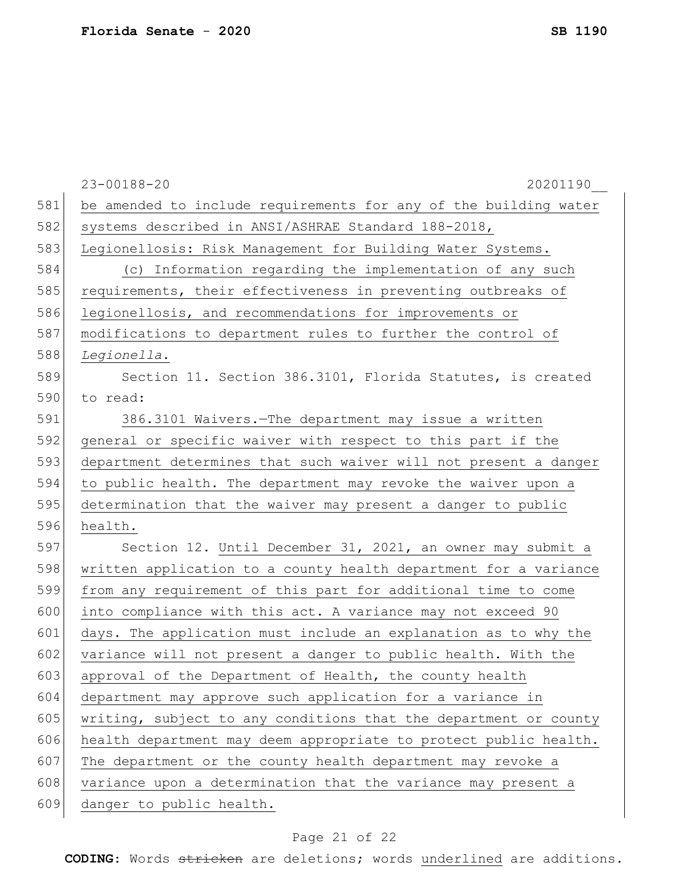be amended to include requirements for any of the building water systems described in ANSI/ASHRAE Standard 188-2018, Legionellosis: Risk Management for Building Water Systems.

(c) Information regarding the implementation of any such requirements, their effectiveness in preventing outbreaks of legionellosis, and recommendations for improvements or modifications to department rules to further the control of *Legionella*.

Section 11. Section 386.3101, Florida Statutes, is created to read:

386.3101 Waivers.—The department may issue a written general or specific waiver with respect to this part if the department determines that such waiver will not present a danger to public health. The department may revoke the waiver upon a determination that the waiver may present a danger to public health.

Section 12. Until December 31, 2021, an owner may submit a written application to a county health department for a variance from any requirement of this part for additional time to come into compliance with this act. A variance may not exceed 90 days. The application must include an explanation as to why the variance will not present a danger to public health. With the approval of the Department of Health, the county health department may approve such application for a variance in writing, subject to any conditions that the department or county health department may deem appropriate to protect public health. The department or the county health department may revoke a variance upon a determination that the variance may present a danger to public health.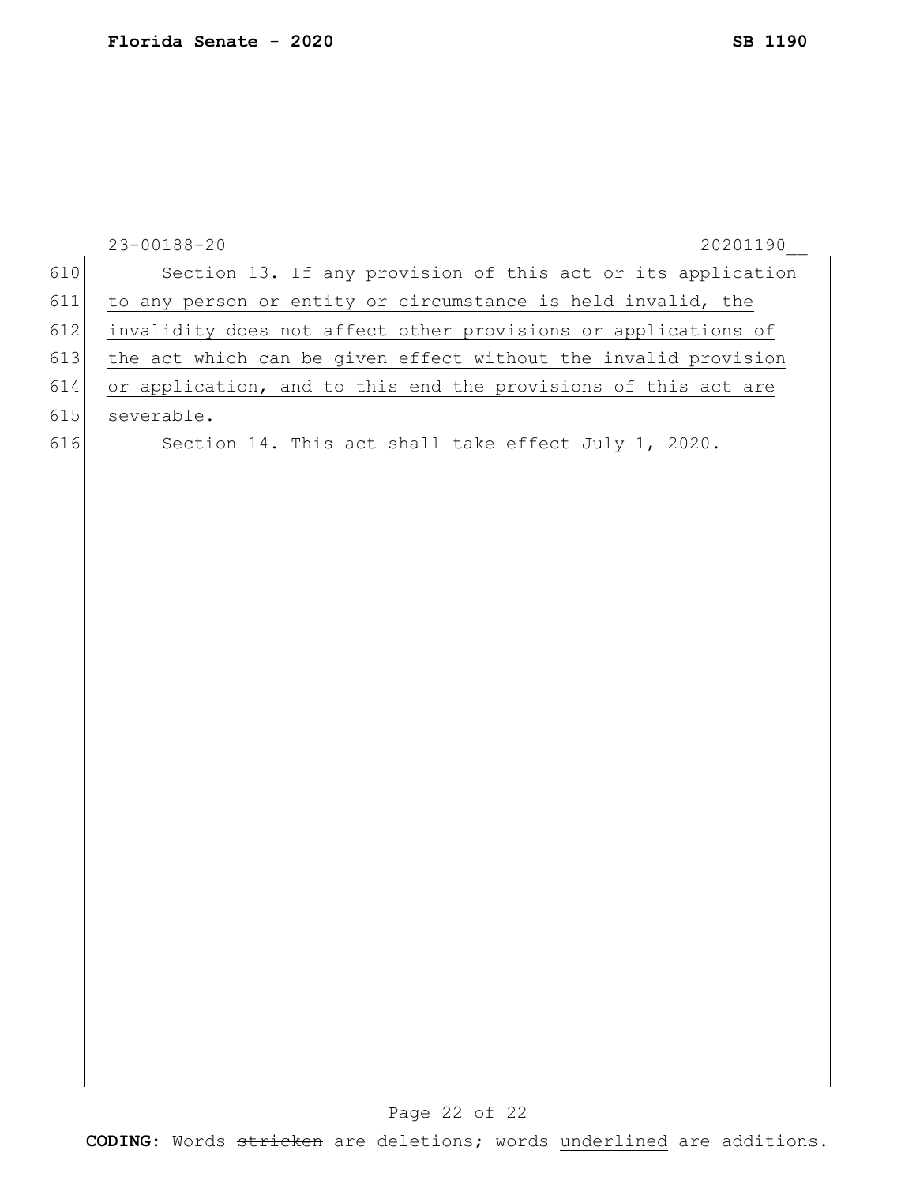Section 13. If any provision of this act or its application to any person or entity or circumstance is held invalid, the invalidity does not affect other provisions or applications of the act which can be given effect without the invalid provision or application, and to this end the provisions of this act are severable.

Section 14. This act shall take effect July 1, 2020.